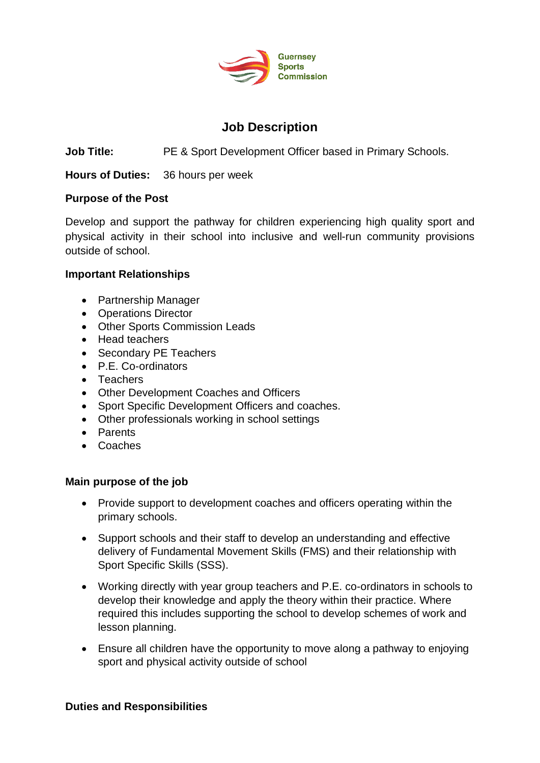Guernsey Sports Commission

# Job Description

**Job Title:** PE & Sport Development Officer based in Primary Schools.

**Hours of Duties:** 36 hours per week

**Purpose of the Post**

Develop and support the pathway for children experiencing high quality sport and physical activity in their school into inclusive and well-run community provisions outside of school.

**Important Relationships**

- Partnership Manager
- Operations Director
- Other Sports Commission Leads
- Head teachers
- Secondary PE Teachers
- P.E. Co-ordinators
- Teachers
- Other Development Coaches and Officers
- Sport Specific Development Officers and coaches.
- Other professionals working in school settings
- Parents
- Coaches

**Main purpose of the job**

- Provide support to development coaches and officers operating within the primary schools.
- Support schools and their staff to develop an understanding and effective delivery of Fundamental Movement Skills (FMS) and their relationship with Sport Specific Skills (SSS).
- Working directly with year group teachers and P.E. co-ordinators in schools to develop their knowledge and apply the theory within their practice. Where required this includes supporting the school to develop schemes of work and lesson planning.
- Ensure all children have the opportunity to move along a pathway to enjoying sport and physical activity outside of school

**Duties and Responsibilities**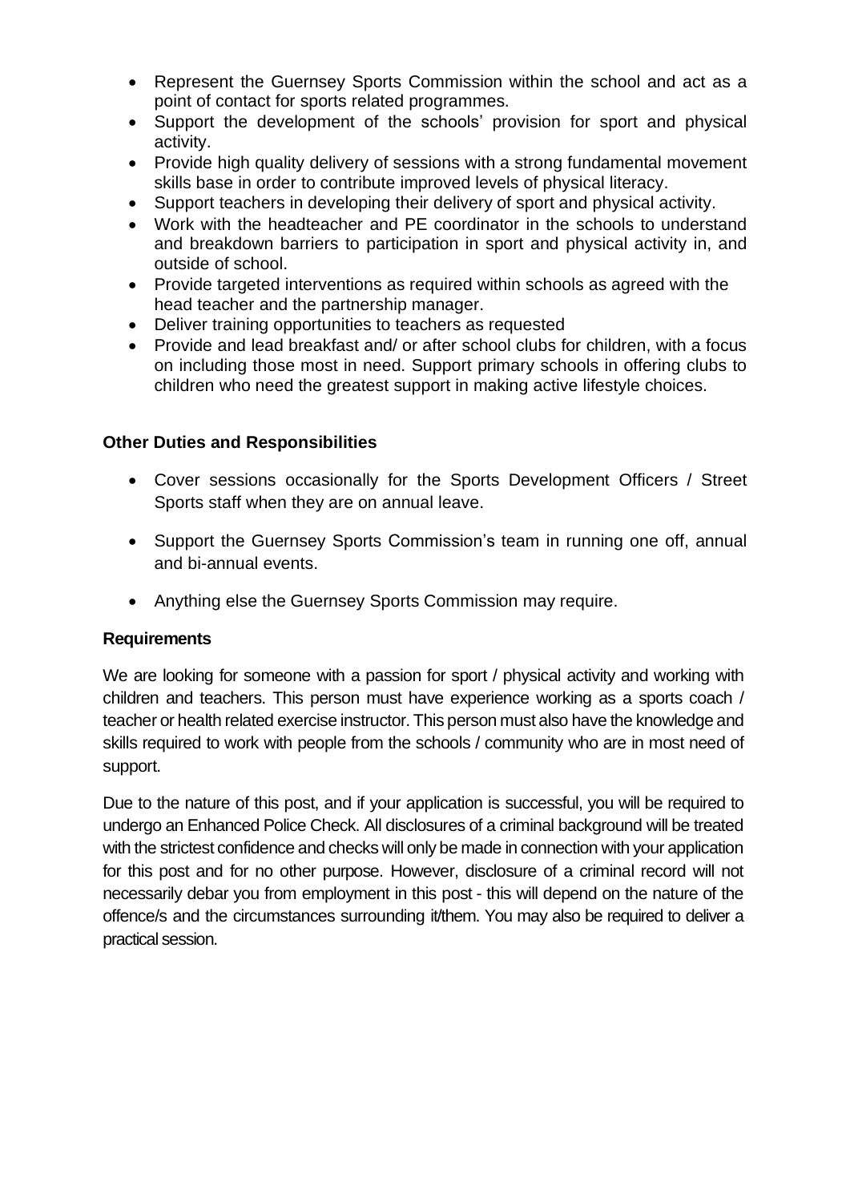- Represent the Guernsey Sports Commission within the school and act as a point of contact for sports related programmes.
- Support the development of the schools' provision for sport and physical activity.
- Provide high quality delivery of sessions with a strong fundamental movement skills base in order to contribute improved levels of physical literacy.
- Support teachers in developing their delivery of sport and physical activity.
- Work with the headteacher and PE coordinator in the schools to understand and breakdown barriers to participation in sport and physical activity in, and outside of school.
- Provide targeted interventions as required within schools as agreed with the head teacher and the partnership manager.
- Deliver training opportunities to teachers as requested
- Provide and lead breakfast and/ or after school clubs for children, with a focus on including those most in need. Support primary schools in offering clubs to children who need the greatest support in making active lifestyle choices.

**Other Duties and Responsibilities**

- Cover sessions occasionally for the Sports Development Officers / Street Sports staff when they are on annual leave.
- Support the Guernsey Sports Commission's team in running one off, annual and bi-annual events.
- Anything else the Guernsey Sports Commission may require.

**Requirements**

We are looking for someone with a passion for sport / physical activity and working with children and teachers. This person must have experience working as a sports coach / teacher or health related exercise instructor. This person must also have the knowledge and skills required to work with people from the schools / community who are in most need of support.

Due to the nature of this post, and if your application is successful, you will be required to undergo an Enhanced Police Check. All disclosures of a criminal background will be treated with the strictest confidence and checks will only be made in connection with your application for this post and for no other purpose. However, disclosure of a criminal record will not necessarily debar you from employment in this post - this will depend on the nature of the offence/s and the circumstances surrounding it/them. You may also be required to deliver a practical session.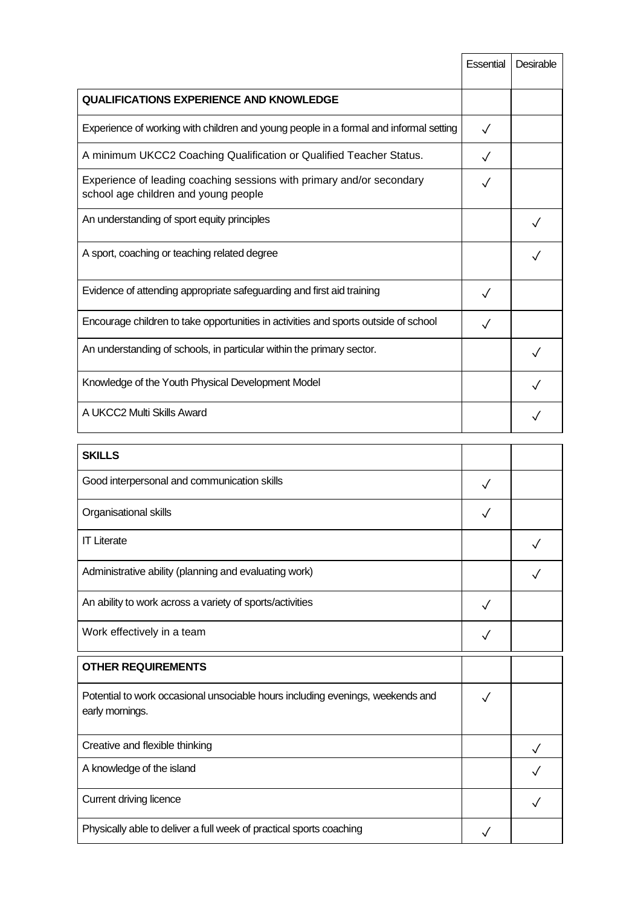| | Essential | Desirable |
|---|---|---|
| **QUALIFICATIONS EXPERIENCE AND KNOWLEDGE** | | |
| Experience of working with children and young people in a formal and informal setting | ✓ | |
| A minimum UKCC2 Coaching Qualification or Qualified Teacher Status. | ✓ | |
| Experience of leading coaching sessions with primary and/or secondary school age children and young people | ✓ | |
| An understanding of sport equity principles | | ✓ |
| A sport, coaching or teaching related degree | | ✓ |
| Evidence of attending appropriate safeguarding and first aid training | ✓ | |
| Encourage children to take opportunities in activities and sports outside of school | ✓ | |
| An understanding of schools, in particular within the primary sector. | | ✓ |
| Knowledge of the Youth Physical Development Model | | ✓ |
| A UKCC2 Multi Skills Award | | ✓ |
| **SKILLS** | | |
| Good interpersonal and communication skills | ✓ | |
| Organisational skills | ✓ | |
| IT Literate | | ✓ |
| Administrative ability (planning and evaluating work) | | ✓ |
| An ability to work across a variety of sports/activities | ✓ | |
| Work effectively in a team | ✓ | |
| **OTHER REQUIREMENTS** | | |
| Potential to work occasional unsociable hours including evenings, weekends and early mornings. | ✓ | |
| Creative and flexible thinking | | ✓ |
| A knowledge of the island | | ✓ |
| Current driving licence | | ✓ |
| Physically able to deliver a full week of practical sports coaching | ✓ | |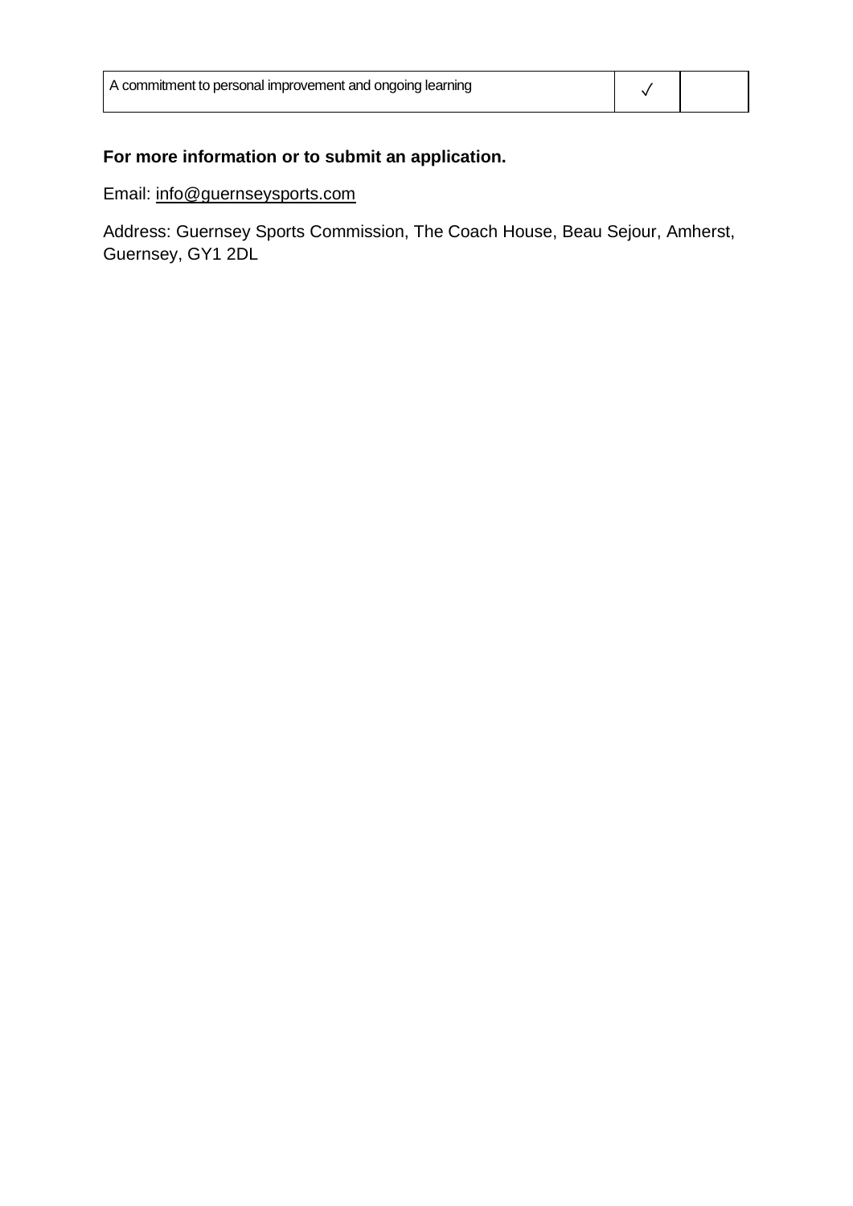| | | |
|---|---|---|
| A commitment to personal improvement and ongoing learning | ✓ | |

**For more information or to submit an application.**

Email: info@guernseysports.com

Address: Guernsey Sports Commission, The Coach House, Beau Sejour, Amherst, Guernsey, GY1 2DL